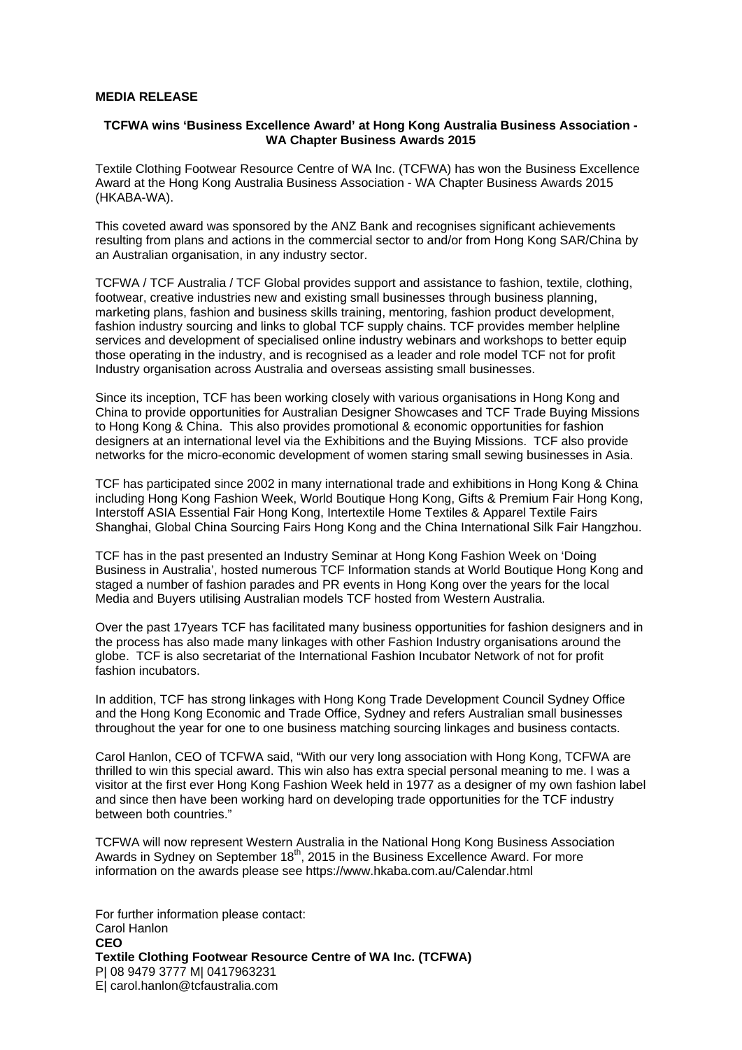**MEDIA RELEASE**

**TCFWA wins 'Business Excellence Award' at Hong Kong Australia Business Association - WA Chapter Business Awards 2015**

Textile Clothing Footwear Resource Centre of WA Inc. (TCFWA) has won the Business Excellence Award at the Hong Kong Australia Business Association - WA Chapter Business Awards 2015 (HKABA-WA).

This coveted award was sponsored by the ANZ Bank and recognises significant achievements resulting from plans and actions in the commercial sector to and/or from Hong Kong SAR/China by an Australian organisation, in any industry sector.

TCFWA / TCF Australia / TCF Global provides support and assistance to fashion, textile, clothing, footwear, creative industries new and existing small businesses through business planning, marketing plans, fashion and business skills training, mentoring, fashion product development, fashion industry sourcing and links to global TCF supply chains. TCF provides member helpline services and development of specialised online industry webinars and workshops to better equip those operating in the industry, and is recognised as a leader and role model TCF not for profit Industry organisation across Australia and overseas assisting small businesses.

Since its inception, TCF has been working closely with various organisations in Hong Kong and China to provide opportunities for Australian Designer Showcases and TCF Trade Buying Missions to Hong Kong & China. This also provides promotional & economic opportunities for fashion designers at an international level via the Exhibitions and the Buying Missions. TCF also provide networks for the micro-economic development of women staring small sewing businesses in Asia.

TCF has participated since 2002 in many international trade and exhibitions in Hong Kong & China including Hong Kong Fashion Week, World Boutique Hong Kong, Gifts & Premium Fair Hong Kong, Interstoff ASIA Essential Fair Hong Kong, Intertextile Home Textiles & Apparel Textile Fairs Shanghai, Global China Sourcing Fairs Hong Kong and the China International Silk Fair Hangzhou.

TCF has in the past presented an Industry Seminar at Hong Kong Fashion Week on 'Doing Business in Australia', hosted numerous TCF Information stands at World Boutique Hong Kong and staged a number of fashion parades and PR events in Hong Kong over the years for the local Media and Buyers utilising Australian models TCF hosted from Western Australia.

Over the past 17years TCF has facilitated many business opportunities for fashion designers and in the process has also made many linkages with other Fashion Industry organisations around the globe. TCF is also secretariat of the International Fashion Incubator Network of not for profit fashion incubators.

In addition, TCF has strong linkages with Hong Kong Trade Development Council Sydney Office and the Hong Kong Economic and Trade Office, Sydney and refers Australian small businesses throughout the year for one to one business matching sourcing linkages and business contacts.

Carol Hanlon, CEO of TCFWA said, "With our very long association with Hong Kong, TCFWA are thrilled to win this special award. This win also has extra special personal meaning to me. I was a visitor at the first ever Hong Kong Fashion Week held in 1977 as a designer of my own fashion label and since then have been working hard on developing trade opportunities for the TCF industry between both countries."

TCFWA will now represent Western Australia in the National Hong Kong Business Association Awards in Sydney on September 18th, 2015 in the Business Excellence Award. For more information on the awards please see https://www.hkaba.com.au/Calendar.html

For further information please contact:
Carol Hanlon
**CEO**
**Textile Clothing Footwear Resource Centre of WA Inc. (TCFWA)**
P| 08 9479 3777 M| 0417963231
E| carol.hanlon@tcfaustralia.com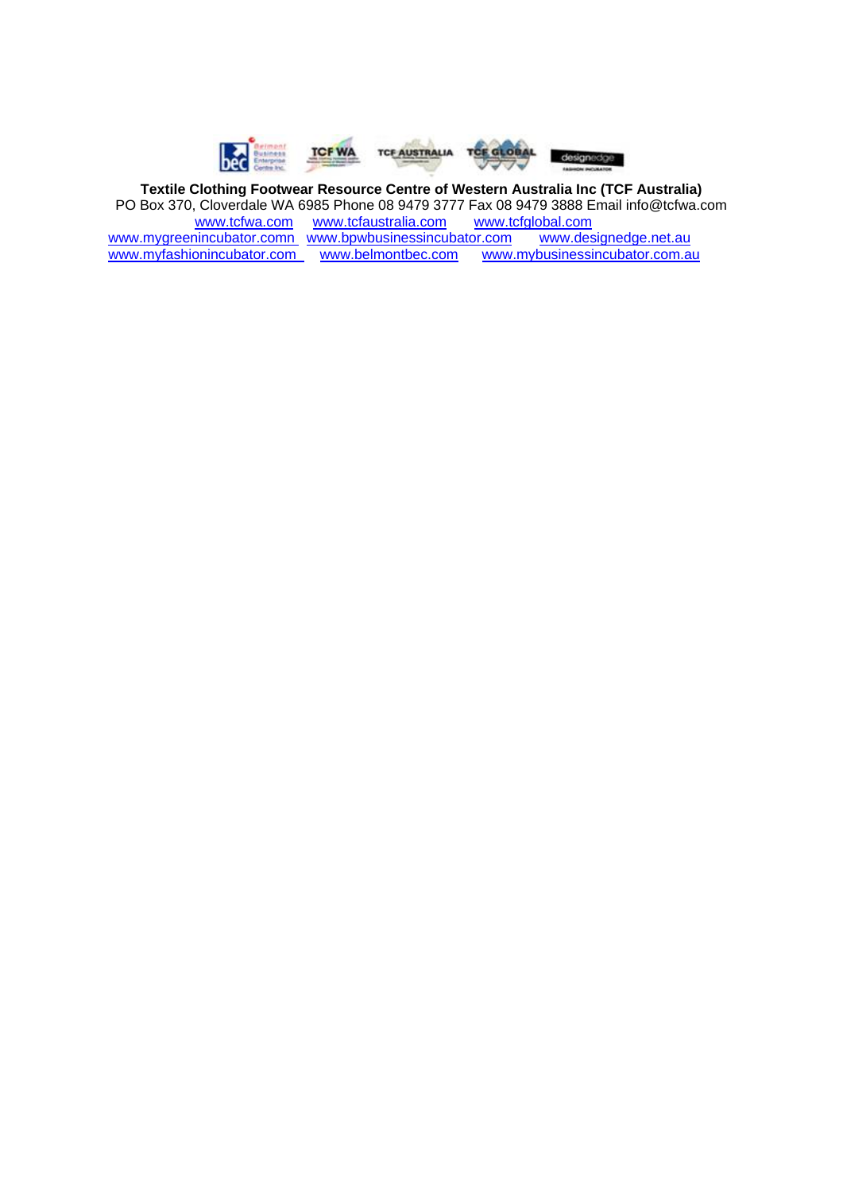**Textile Clothing Footwear Resource Centre of Western Australia Inc (TCF Australia)**

PO Box 370, Cloverdale WA 6985 Phone 08 9479 3777 Fax 08 9479 3888 Email info@tcfwa.com

www.tcfwa.com www.tcfaustralia.com www.tcfglobal.com

www.mygreenincubator.comn www.bpwbusinessincubator.com www.designedge.net.au

www.myfashionincubator.com www.belmontbec.com www.mybusinessincubator.com.au